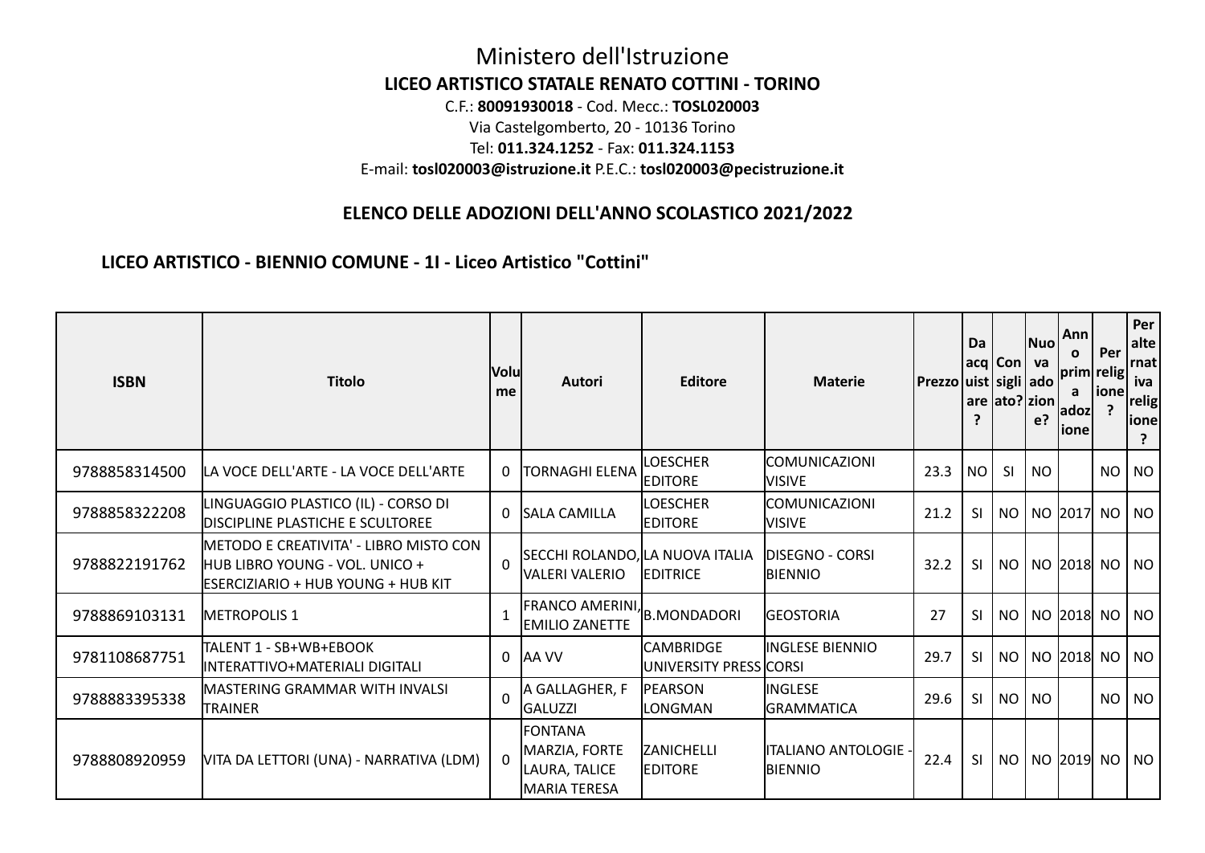# Ministero dell'Istruzione

## LICEO ARTISTICO STATALE RENATO COTTINI - TORINO

C.F.: **80091930018** - Cod. Mecc.: **TOSL020003**
Via Castelgomberto, 20 - 10136 Torino
Tel: **011.324.1252** - Fax: **011.324.1153**
E-mail: **tosl020003@istruzione.it** P.E.C.: **tosl020003@pecistruzione.it**

### ELENCO DELLE ADOZIONI DELL'ANNO SCOLASTICO 2021/2022

### LICEO ARTISTICO - BIENNIO COMUNE - 1I - Liceo Artistico "Cottini"

| ISBN | Titolo | Volume | Autori | Editore | Materie | Prezzo | Da acquistare? | Consigliato? | Nuova adozione? | Anno prima adozione | Per religione? | Per alternativa religione? |
|---|---|---|---|---|---|---|---|---|---|---|---|---|
| 9788858314500 | LA VOCE DELL'ARTE - LA VOCE DELL'ARTE | 0 | TORNAGHI ELENA | LOESCHER EDITORE | COMUNICAZIONI VISIVE | 23.3 | NO | SI | NO | | NO | NO |
| 9788858322208 | LINGUAGGIO PLASTICO (IL) - CORSO DI DISCIPLINE PLASTICHE E SCULTOREE | 0 | SALA CAMILLA | LOESCHER EDITORE | COMUNICAZIONI VISIVE | 21.2 | SI | NO | NO | 2017 | NO | NO |
| 9788822191762 | METODO E CREATIVITA' - LIBRO MISTO CON HUB LIBRO YOUNG - VOL. UNICO + ESERCIZIARIO + HUB YOUNG + HUB KIT | 0 | SECCHI ROLANDO, VALERI VALERIO | LA NUOVA ITALIA EDITRICE | DISEGNO - CORSI BIENNIO | 32.2 | SI | NO | NO | 2018 | NO | NO |
| 9788869103131 | METROPOLIS 1 | 1 | FRANCO AMERINI, EMILIO ZANETTE | B.MONDADORI | GEOSTORIA | 27 | SI | NO | NO | 2018 | NO | NO |
| 9781108687751 | TALENT 1 - SB+WB+EBOOK INTERATTIVO+MATERIALI DIGITALI | 0 | AA VV | CAMBRIDGE UNIVERSITY PRESS | INGLESE BIENNIO CORSI | 29.7 | SI | NO | NO | 2018 | NO | NO |
| 9788883395338 | MASTERING GRAMMAR WITH INVALSI TRAINER | 0 | A GALLAGHER, F GALUZZI | PEARSON LONGMAN | INGLESE GRAMMATICA | 29.6 | SI | NO | NO | | NO | NO |
| 9788808920959 | VITA DA LETTORI (UNA) - NARRATIVA (LDM) | 0 | FONTANA MARZIA, FORTE LAURA, TALICE MARIA TERESA | ZANICHELLI EDITORE | ITALIANO ANTOLOGIE - BIENNIO | 22.4 | SI | NO | NO | 2019 | NO | NO |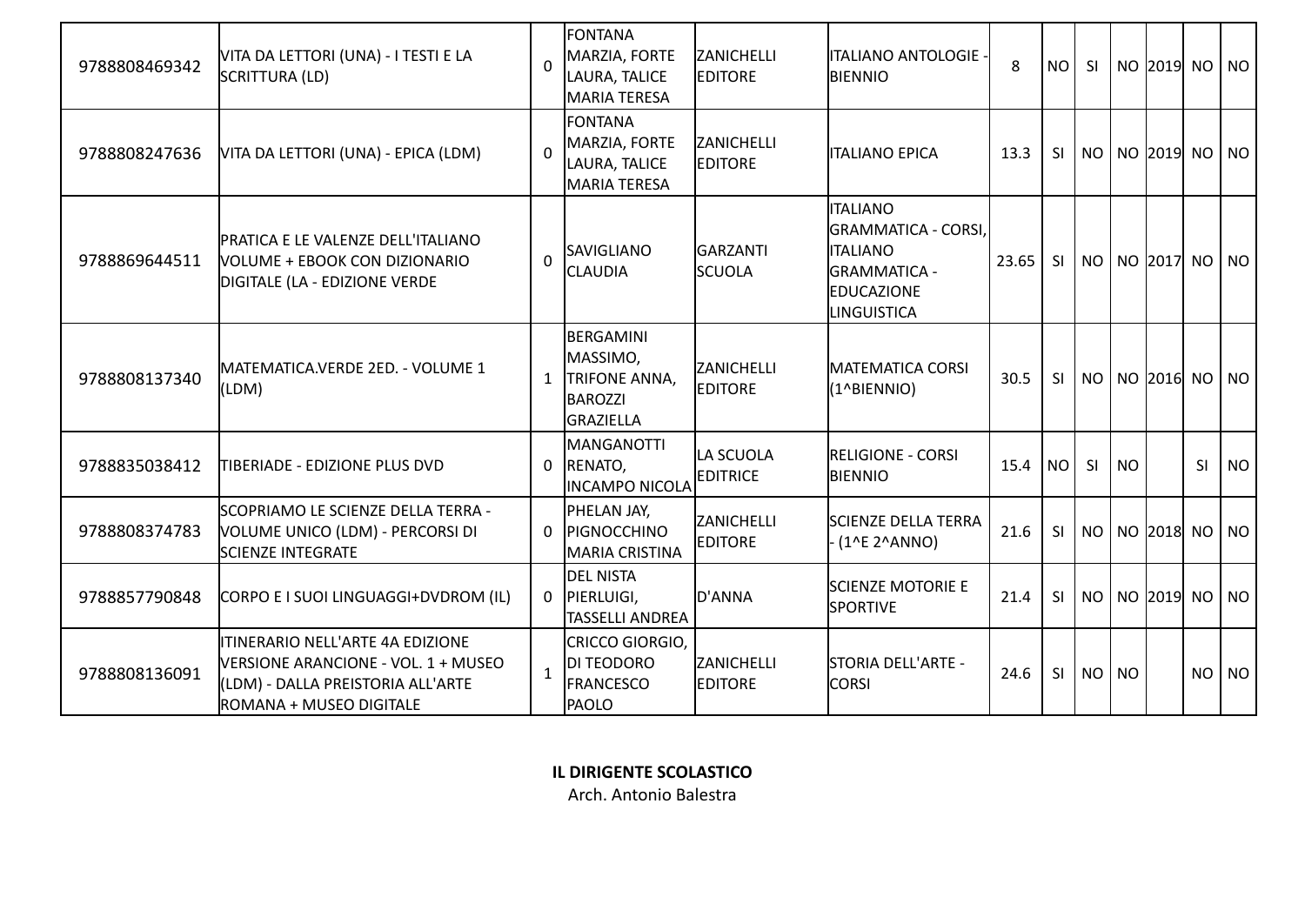| | | | | | | | | | | | | | |
|---|---|---|---|---|---|---|---|---|---|---|---|---|---|
| 9788808469342 | VITA DA LETTORI (UNA) - I TESTI E LA SCRITTURA (LD) | 0 | FONTANA MARZIA, FORTE LAURA, TALICE MARIA TERESA | ZANICHELLI EDITORE | ITALIANO ANTOLOGIE - BIENNIO | 8 | NO | SI | NO | 2019 | NO | NO |
| 9788808247636 | VITA DA LETTORI (UNA) - EPICA (LDM) | 0 | FONTANA MARZIA, FORTE LAURA, TALICE MARIA TERESA | ZANICHELLI EDITORE | ITALIANO EPICA | 13.3 | SI | NO | NO | 2019 | NO | NO |
| 9788869644511 | PRATICA E LE VALENZE DELL'ITALIANO VOLUME + EBOOK CON DIZIONARIO DIGITALE (LA - EDIZIONE VERDE | 0 | SAVIGLIANO CLAUDIA | GARZANTI SCUOLA | ITALIANO GRAMMATICA - CORSI, ITALIANO GRAMMATICA - EDUCAZIONE LINGUISTICA | 23.65 | SI | NO | NO | 2017 | NO | NO |
| 9788808137340 | MATEMATICA.VERDE 2ED. - VOLUME 1 (LDM) | 1 | BERGAMINI MASSIMO, TRIFONE ANNA, BAROZZI GRAZIELLA | ZANICHELLI EDITORE | MATEMATICA CORSI (1^BIENNIO) | 30.5 | SI | NO | NO | 2016 | NO | NO |
| 9788835038412 | TIBERIADE - EDIZIONE PLUS DVD | 0 | MANGANOTTI RENATO, INCAMPO NICOLA | LA SCUOLA EDITRICE | RELIGIONE - CORSI BIENNIO | 15.4 | NO | SI | NO | | SI | NO |
| 9788808374783 | SCOPRIAMO LE SCIENZE DELLA TERRA - VOLUME UNICO (LDM) - PERCORSI DI SCIENZE INTEGRATE | 0 | PHELAN JAY, PIGNOCCHINO MARIA CRISTINA | ZANICHELLI EDITORE | SCIENZE DELLA TERRA - (1^E 2^ANNO) | 21.6 | SI | NO | NO | 2018 | NO | NO |
| 9788857790848 | CORPO E I SUOI LINGUAGGI+DVDROM (IL) | 0 | DEL NISTA PIERLUIGI, TASSELLI ANDREA | D'ANNA | SCIENZE MOTORIE E SPORTIVE | 21.4 | SI | NO | NO | 2019 | NO | NO |
| 9788808136091 | ITINERARIO NELL'ARTE 4A EDIZIONE VERSIONE ARANCIONE - VOL. 1 + MUSEO (LDM) - DALLA PREISTORIA ALL'ARTE ROMANA + MUSEO DIGITALE | 1 | CRICCO GIORGIO, DI TEODORO FRANCESCO PAOLO | ZANICHELLI EDITORE | STORIA DELL'ARTE - CORSI | 24.6 | SI | NO | NO | | NO | NO |

**IL DIRIGENTE SCOLASTICO**
Arch. Antonio Balestra